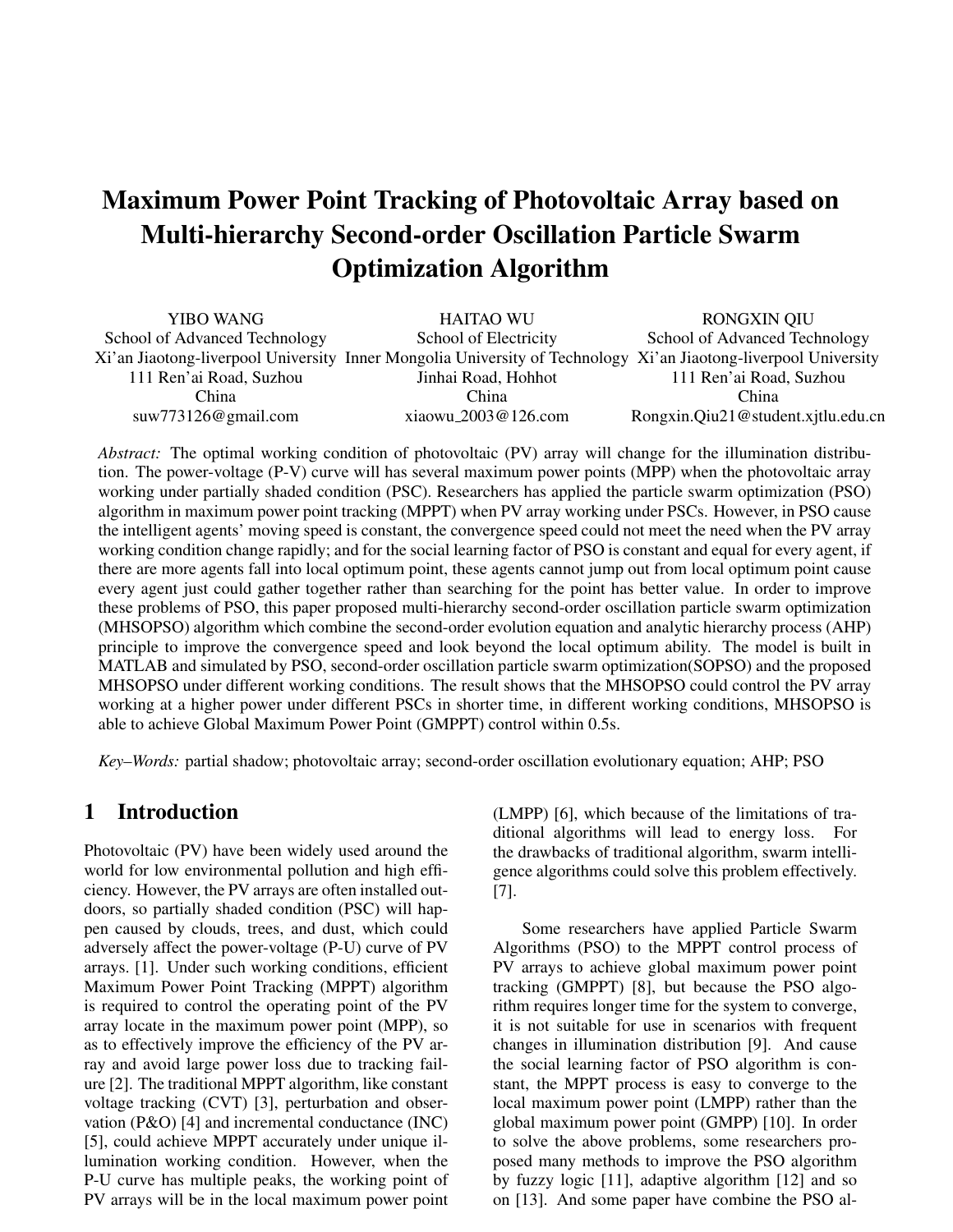// Document 7c644f2eb0a6, page 1 of 9
# Maximum Power Point Tracking of Photovoltaic Array based on Multi-hierarchy Second-order Oscillation Particle Swarm Optimization Algorithm

YIBO WANG
School of Advanced Technology
Xi'an Jiaotong-liverpool University
111 Ren'ai Road, Suzhou
China
suw773126@gmail.com

HAITAO WU
School of Electricity
Inner Mongolia University of Technology
Jinhai Road, Hohhot
China
xiaowu_2003@126.com

RONGXIN QIU
School of Advanced Technology
Xi'an Jiaotong-liverpool University
111 Ren'ai Road, Suzhou
China
Rongxin.Qiu21@student.xjtlu.edu.cn

*Abstract:* The optimal working condition of photovoltaic (PV) array will change for the illumination distribution. The power-voltage (P-V) curve will has several maximum power points (MPP) when the photovoltaic array working under partially shaded condition (PSC). Researchers has applied the particle swarm optimization (PSO) algorithm in maximum power point tracking (MPPT) when PV array working under PSCs. However, in PSO cause the intelligent agents' moving speed is constant, the convergence speed could not meet the need when the PV array working condition change rapidly; and for the social learning factor of PSO is constant and equal for every agent, if there are more agents fall into local optimum point, these agents cannot jump out from local optimum point cause every agent just could gather together rather than searching for the point has better value. In order to improve these problems of PSO, this paper proposed multi-hierarchy second-order oscillation particle swarm optimization (MHSOPSO) algorithm which combine the second-order evolution equation and analytic hierarchy process (AHP) principle to improve the convergence speed and look beyond the local optimum ability. The model is built in MATLAB and simulated by PSO, second-order oscillation particle swarm optimization(SOPSO) and the proposed MHSOPSO under different working conditions. The result shows that the MHSOPSO could control the PV array working at a higher power under different PSCs in shorter time, in different working conditions, MHSOPSO is able to achieve Global Maximum Power Point (GMPPT) control within 0.5s.

*Key–Words:* partial shadow; photovoltaic array; second-order oscillation evolutionary equation; AHP; PSO

## 1 Introduction

Photovoltaic (PV) have been widely used around the world for low environmental pollution and high efficiency. However, the PV arrays are often installed outdoors, so partially shaded condition (PSC) will happen caused by clouds, trees, and dust, which could adversely affect the power-voltage (P-U) curve of PV arrays. [1]. Under such working conditions, efficient Maximum Power Point Tracking (MPPT) algorithm is required to control the operating point of the PV array locate in the maximum power point (MPP), so as to effectively improve the efficiency of the PV array and avoid large power loss due to tracking failure [2]. The traditional MPPT algorithm, like constant voltage tracking (CVT) [3], perturbation and observation (P&O) [4] and incremental conductance (INC) [5], could achieve MPPT accurately under unique illumination working condition. However, when the P-U curve has multiple peaks, the working point of PV arrays will be in the local maximum power point (LMPP) [6], which because of the limitations of traditional algorithms will lead to energy loss. For the drawbacks of traditional algorithm, swarm intelligence algorithms could solve this problem effectively. [7].

Some researchers have applied Particle Swarm Algorithms (PSO) to the MPPT control process of PV arrays to achieve global maximum power point tracking (GMPPT) [8], but because the PSO algorithm requires longer time for the system to converge, it is not suitable for use in scenarios with frequent changes in illumination distribution [9]. And cause the social learning factor of PSO algorithm is constant, the MPPT process is easy to converge to the local maximum power point (LMPP) rather than the global maximum power point (GMPP) [10]. In order to solve the above problems, some researchers proposed many methods to improve the PSO algorithm by fuzzy logic [11], adaptive algorithm [12] and so on [13]. And some paper have combine the PSO al-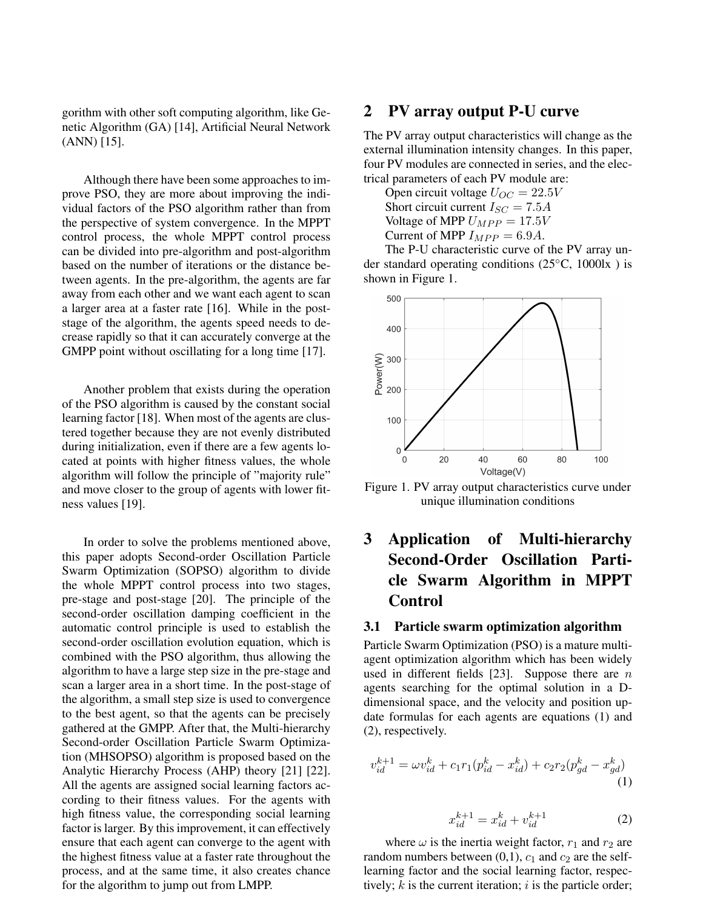gorithm with other soft computing algorithm, like Genetic Algorithm (GA) [14], Artificial Neural Network (ANN) [15].

Although there have been some approaches to improve PSO, they are more about improving the individual factors of the PSO algorithm rather than from the perspective of system convergence. In the MPPT control process, the whole MPPT control process can be divided into pre-algorithm and post-algorithm based on the number of iterations or the distance between agents. In the pre-algorithm, the agents are far away from each other and we want each agent to scan a larger area at a faster rate [16]. While in the post-stage of the algorithm, the agents speed needs to decrease rapidly so that it can accurately converge at the GMPP point without oscillating for a long time [17].

Another problem that exists during the operation of the PSO algorithm is caused by the constant social learning factor [18]. When most of the agents are clustered together because they are not evenly distributed during initialization, even if there are a few agents located at points with higher fitness values, the whole algorithm will follow the principle of "majority rule" and move closer to the group of agents with lower fitness values [19].

In order to solve the problems mentioned above, this paper adopts Second-order Oscillation Particle Swarm Optimization (SOPSO) algorithm to divide the whole MPPT control process into two stages, pre-stage and post-stage [20]. The principle of the second-order oscillation damping coefficient in the automatic control principle is used to establish the second-order oscillation evolution equation, which is combined with the PSO algorithm, thus allowing the algorithm to have a large step size in the pre-stage and scan a larger area in a short time. In the post-stage of the algorithm, a small step size is used to convergence to the best agent, so that the agents can be precisely gathered at the GMPP. After that, the Multi-hierarchy Second-order Oscillation Particle Swarm Optimization (MHSOPSO) algorithm is proposed based on the Analytic Hierarchy Process (AHP) theory [21] [22]. All the agents are assigned social learning factors according to their fitness values. For the agents with high fitness value, the corresponding social learning factor is larger. By this improvement, it can effectively ensure that each agent can converge to the agent with the highest fitness value at a faster rate throughout the process, and at the same time, it also creates chance for the algorithm to jump out from LMPP.

## 2 PV array output P-U curve

The PV array output characteristics will change as the external illumination intensity changes. In this paper, four PV modules are connected in series, and the electrical parameters of each PV module are:

Open circuit voltage $U_{OC} = 22.5V$
Short circuit current $I_{SC} = 7.5A$
Voltage of MPP $U_{MPP} = 17.5V$
Current of MPP $I_{MPP} = 6.9A$.

The P-U characteristic curve of the PV array under standard operating conditions (25°C, 1000lx ) is shown in Figure 1.

Figure 1. PV array output characteristics curve under unique illumination conditions

## 3 Application of Multi-hierarchy Second-Order Oscillation Particle Swarm Algorithm in MPPT Control

### 3.1 Particle swarm optimization algorithm

Particle Swarm Optimization (PSO) is a mature multi-agent optimization algorithm which has been widely used in different fields [23]. Suppose there are $n$ agents searching for the optimal solution in a D-dimensional space, and the velocity and position update formulas for each agents are equations (1) and (2), respectively.

$$v_{id}^{k+1} = \omega v_{id}^{k} + c_1 r_1 (p_{id}^{k} - x_{id}^{k}) + c_2 r_2 (p_{gd}^{k} - x_{gd}^{k}) \tag{1}$$

$$x_{id}^{k+1} = x_{id}^{k} + v_{id}^{k+1} \tag{2}$$

where $\omega$ is the inertia weight factor, $r_1$ and $r_2$ are random numbers between (0,1), $c_1$ and $c_2$ are the self-learning factor and the social learning factor, respectively; $k$ is the current iteration; $i$ is the particle order;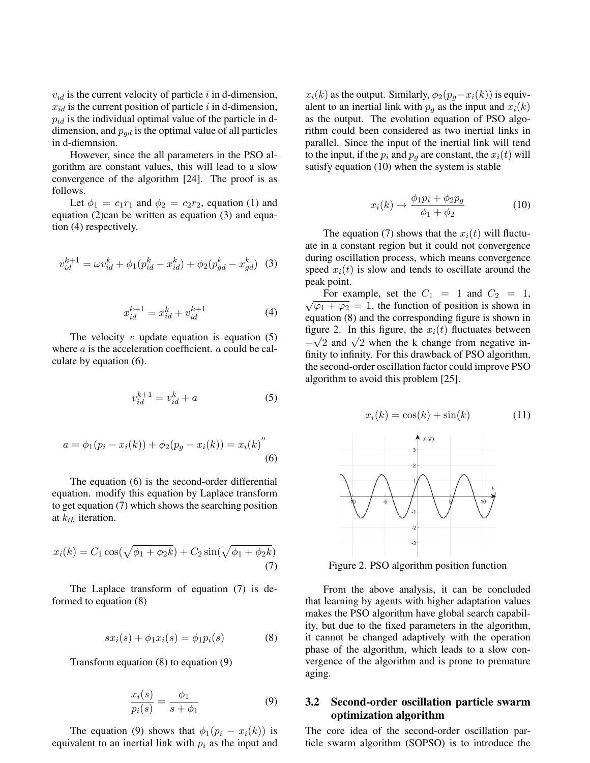$v_{id}$ is the current velocity of particle $i$ in d-dimension, $x_{id}$ is the current position of particle $i$ in d-dimension, $p_{id}$ is the individual optimal value of the particle in d-dimension, and $p_{gd}$ is the optimal value of all particles in d-diemnsion.

However, since the all parameters in the PSO algorithm are constant values, this will lead to a slow convergence of the algorithm [24]. The proof is as follows.

Let $\phi_1 = c_1 r_1$ and $\phi_2 = c_2 r_2$, equation (1) and equation (2)can be written as equation (3) and equation (4) respectively.

$$v_{id}^{k+1} = \omega v_{id}^{k} + \phi_1 (p_{id}^{k} - x_{id}^{k}) + \phi_2 (p_{gd}^{k} - x_{gd}^{k}) \quad (3)$$

$$x_{id}^{k+1} = x_{id}^{k} + v_{id}^{k+1} \quad (4)$$

The velocity $v$ update equation is equation (5) where $a$ is the acceleration coefficient. $a$ could be calculate by equation (6).

$$v_{id}^{k+1} = v_{id}^{k} + a \quad (5)$$

$$a = \phi_1 (p_i - x_i(k)) + \phi_2 (p_g - x_i(k)) = x_i(k)'' \quad (6)$$

The equation (6) is the second-order differential equation. modify this equation by Laplace transform to get equation (7) which shows the searching position at $k_{th}$ iteration.

$$x_i(k) = C_1 \cos(\sqrt{\phi_1 + \phi_2 k}) + C_2 \sin(\sqrt{\phi_1 + \phi_2 k}) \quad (7)$$

The Laplace transform of equation (7) is deformed to equation (8)

$$s x_i(s) + \phi_1 x_i(s) = \phi_1 p_i(s) \quad (8)$$

Transform equation (8) to equation (9)

$$\frac{x_i(s)}{p_i(s)} = \frac{\phi_1}{s + \phi_1} \quad (9)$$

The equation (9) shows that $\phi_1 (p_i - x_i(k))$ is equivalent to an inertial link with $p_i$ as the input and $x_i(k)$ as the output. Similarly, $\phi_2 (p_g - x_i(k))$ is equivalent to an inertial link with $p_g$ as the input and $x_i(k)$ as the output. The evolution equation of PSO algorithm could been considered as two inertial links in parallel. Since the input of the inertial link will tend to the input, if the $p_i$ and $p_g$ are constant, the $x_i(t)$ will satisfy equation (10) when the system is stable

$$x_i(k) \rightarrow \frac{\phi_1 p_i + \phi_2 p_g}{\phi_1 + \phi_2} \quad (10)$$

The equation (7) shows that the $x_i(t)$ will fluctuate in a constant region but it could not convergence during oscillation process, which means convergence speed $x_i(t)$ is slow and tends to oscillate around the peak point.

For example, set the $C_1 = 1$ and $C_2 = 1$, $\sqrt{\varphi_1 + \varphi_2} = 1$, the function of position is shown in equation (8) and the corresponding figure is shown in figure 2. In this figure, the $x_i(t)$ fluctuates between $-\sqrt{2}$ and $\sqrt{2}$ when the k change from negative infinity to infinity. For this drawback of PSO algorithm, the second-order oscillation factor could improve PSO algorithm to avoid this problem [25].

$$x_i(k) = \cos(k) + \sin(k) \quad (11)$$

Figure 2. PSO algorithm position function

From the above analysis, it can be concluded that learning by agents with higher adaptation values makes the PSO algorithm have global search capability, but due to the fixed parameters in the algorithm, it cannot be changed adaptively with the operation phase of the algorithm, which leads to a slow convergence of the algorithm and is prone to premature aging.

### 3.2 Second-order oscillation particle swarm optimization algorithm

The core idea of the second-order oscillation particle swarm algorithm (SOPSO) is to introduce the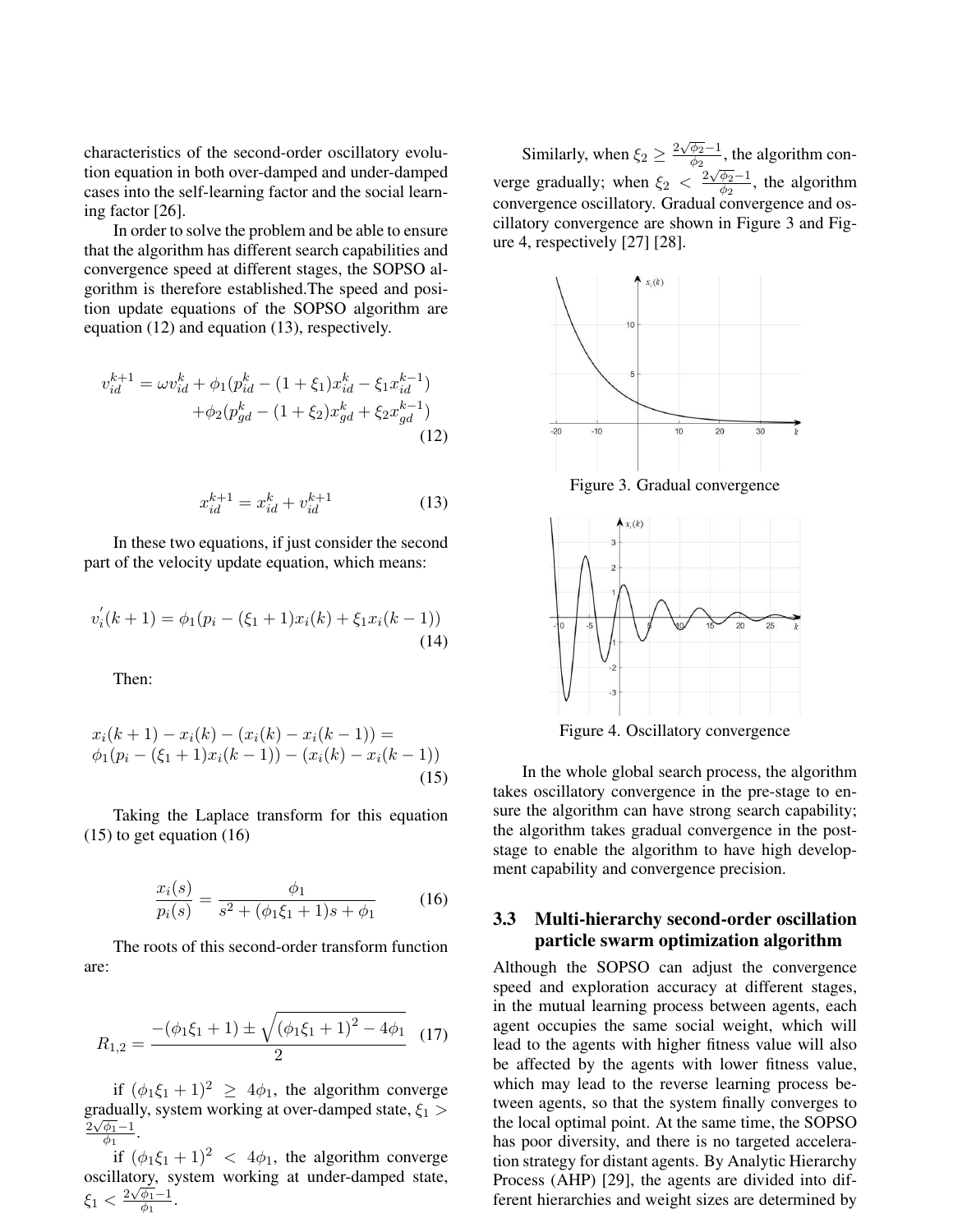characteristics of the second-order oscillatory evolution equation in both over-damped and under-damped cases into the self-learning factor and the social learning factor [26].

In order to solve the problem and be able to ensure that the algorithm has different search capabilities and convergence speed at different stages, the SOPSO algorithm is therefore established.The speed and position update equations of the SOPSO algorithm are equation (12) and equation (13), respectively.

$$v_{id}^{k+1} = \omega v_{id}^{k} + \phi_1 (p_{id}^{k} - (1+\xi_1)x_{id}^{k} - \xi_1 x_{id}^{k-1}) + \phi_2 (p_{gd}^{k} - (1+\xi_2)x_{gd}^{k} + \xi_2 x_{gd}^{k-1}) \tag{12}$$

$$x_{id}^{k+1} = x_{id}^{k} + v_{id}^{k+1} \tag{13}$$

In these two equations, if just consider the second part of the velocity update equation, which means:

$$v_i^{'}(k+1) = \phi_1 (p_i - (\xi_1 + 1)x_i(k) + \xi_1 x_i(k-1)) \tag{14}$$

Then:

$$x_i(k+1) - x_i(k) - (x_i(k) - x_i(k-1)) = \phi_1 (p_i - (\xi_1 + 1)x_i(k-1)) - (x_i(k) - x_i(k-1)) \tag{15}$$

Taking the Laplace transform for this equation (15) to get equation (16)

$$\frac{x_i(s)}{p_i(s)} = \frac{\phi_1}{s^2 + (\phi_1 \xi_1 + 1)s + \phi_1} \tag{16}$$

The roots of this second-order transform function are:

$$R_{1,2} = \frac{-(\phi_1 \xi_1 + 1) \pm \sqrt{(\phi_1 \xi_1 + 1)^2 - 4\phi_1}}{2} \tag{17}$$

if $(\phi_1 \xi_1 + 1)^2 \geq 4\phi_1$, the algorithm converge gradually, system working at over-damped state, $\xi_1 > \frac{2\sqrt{\phi_1} - 1}{\phi_1}$.

if $(\phi_1 \xi_1 + 1)^2 < 4\phi_1$, the algorithm converge oscillatory, system working at under-damped state, $\xi_1 < \frac{2\sqrt{\phi_1} - 1}{\phi_1}$.

Similarly, when $\xi_2 \geq \frac{2\sqrt{\phi_2} - 1}{\phi_2}$, the algorithm converge gradually; when $\xi_2 < \frac{2\sqrt{\phi_2} - 1}{\phi_2}$, the algorithm convergence oscillatory. Gradual convergence and oscillatory convergence are shown in Figure 3 and Figure 4, respectively [27] [28].

Figure 3. Gradual convergence

Figure 4. Oscillatory convergence

In the whole global search process, the algorithm takes oscillatory convergence in the pre-stage to ensure the algorithm can have strong search capability; the algorithm takes gradual convergence in the post-stage to enable the algorithm to have high development capability and convergence precision.

### 3.3 Multi-hierarchy second-order oscillation particle swarm optimization algorithm

Although the SOPSO can adjust the convergence speed and exploration accuracy at different stages, in the mutual learning process between agents, each agent occupies the same social weight, which will lead to the agents with higher fitness value will also be affected by the agents with lower fitness value, which may lead to the reverse learning process between agents, so that the system finally converges to the local optimal point. At the same time, the SOPSO has poor diversity, and there is no targeted acceleration strategy for distant agents. By Analytic Hierarchy Process (AHP) [29], the agents are divided into different hierarchies and weight sizes are determined by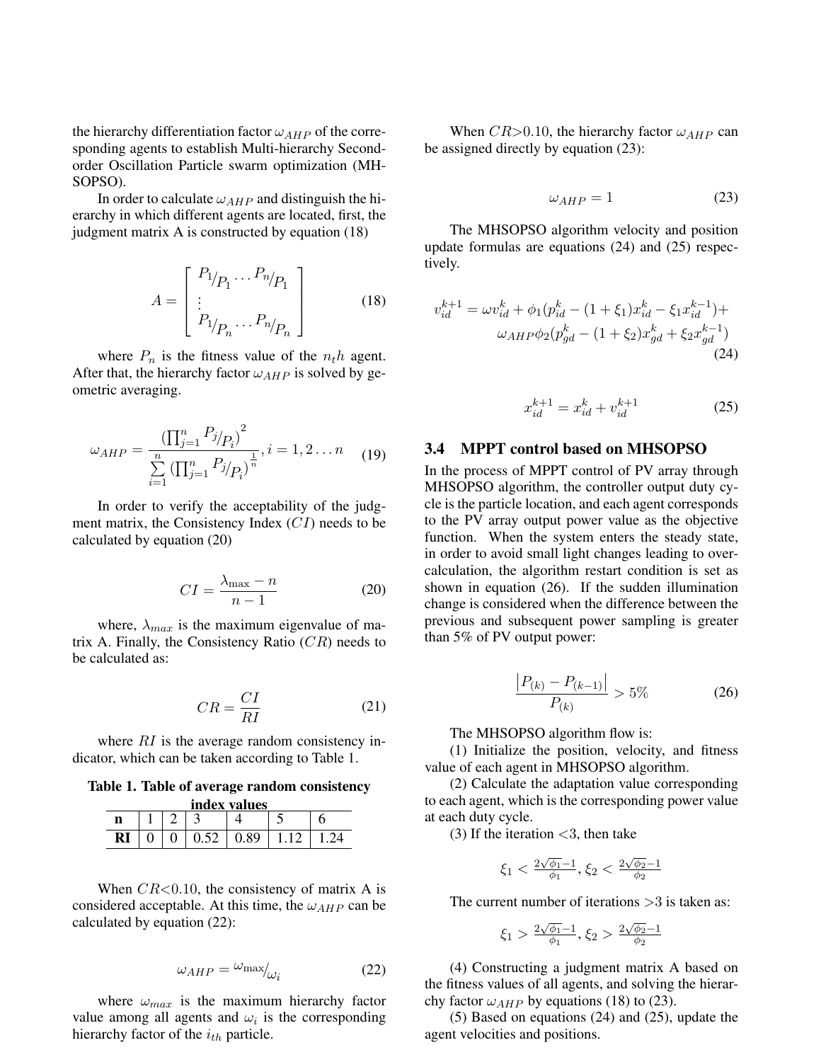the hierarchy differentiation factor $\omega_{AHP}$ of the corresponding agents to establish Multi-hierarchy Second-order Oscillation Particle swarm optimization (MHSOPSO).

In order to calculate $\omega_{AHP}$ and distinguish the hierarchy in which different agents are located, first, the judgment matrix A is constructed by equation (18)

$$A = \begin{bmatrix} P_1/P_1 \dots P_n/P_1 \\ \vdots \\ P_1/P_n \dots P_n/P_n \end{bmatrix} \tag{18}$$

where $P_n$ is the fitness value of the $n_t h$ agent. After that, the hierarchy factor $\omega_{AHP}$ is solved by geometric averaging.

$$\omega_{AHP} = \frac{\left(\prod_{j=1}^{n} P_j/P_i\right)^2}{\sum\limits_{i=1}^{n} \left(\prod_{j=1}^{n} P_j/P_i\right)^{\frac{1}{n}}}, i = 1, 2 \dots n \tag{19}$$

In order to verify the acceptability of the judgment matrix, the Consistency Index ($CI$) needs to be calculated by equation (20)

$$CI = \frac{\lambda_{\max} - n}{n - 1} \tag{20}$$

where, $\lambda_{max}$ is the maximum eigenvalue of matrix A. Finally, the Consistency Ratio ($CR$) needs to be calculated as:

$$CR = \frac{CI}{RI} \tag{21}$$

where $RI$ is the average random consistency indicator, which can be taken according to Table 1.

**Table 1. Table of average random consistency index values**

| **n** | 1 | 2 | 3 | 4 | 5 | 6 |
|---|---|---|---|---|---|---|
| **RI** | 0 | 0 | 0.52 | 0.89 | 1.12 | 1.24 |

When $CR$<0.10, the consistency of matrix A is considered acceptable. At this time, the $\omega_{AHP}$ can be calculated by equation (22):

$$\omega_{AHP} = \omega_{\max}/\omega_i \tag{22}$$

where $\omega_{max}$ is the maximum hierarchy factor value among all agents and $\omega_i$ is the corresponding hierarchy factor of the $i_{th}$ particle.

When $CR$>0.10, the hierarchy factor $\omega_{AHP}$ can be assigned directly by equation (23):

$$\omega_{AHP} = 1 \tag{23}$$

The MHSOPSO algorithm velocity and position update formulas are equations (24) and (25) respectively.

$$v_{id}^{k+1} = \omega v_{id}^{k} + \phi_1(p_{id}^{k} - (1+\xi_1)x_{id}^{k} - \xi_1 x_{id}^{k-1}) + \omega_{AHP}\phi_2(p_{gd}^{k} - (1+\xi_2)x_{gd}^{k} + \xi_2 x_{gd}^{k-1}) \tag{24}$$

$$x_{id}^{k+1} = x_{id}^{k} + v_{id}^{k+1} \tag{25}$$

### 3.4 MPPT control based on MHSOPSO

In the process of MPPT control of PV array through MHSOPSO algorithm, the controller output duty cycle is the particle location, and each agent corresponds to the PV array output power value as the objective function. When the system enters the steady state, in order to avoid small light changes leading to over-calculation, the algorithm restart condition is set as shown in equation (26). If the sudden illumination change is considered when the difference between the previous and subsequent power sampling is greater than 5% of PV output power:

$$\frac{\left|P_{(k)} - P_{(k-1)}\right|}{P_{(k)}} > 5\% \tag{26}$$

The MHSOPSO algorithm flow is:

(1) Initialize the position, velocity, and fitness value of each agent in MHSOPSO algorithm.

(2) Calculate the adaptation value corresponding to each agent, which is the corresponding power value at each duty cycle.

(3) If the iteration <3, then take

$$\xi_1 < \frac{2\sqrt{\phi_1}-1}{\phi_1}, \xi_2 < \frac{2\sqrt{\phi_2}-1}{\phi_2}$$

The current number of iterations >3 is taken as:

$$\xi_1 > \frac{2\sqrt{\phi_1}-1}{\phi_1}, \xi_2 > \frac{2\sqrt{\phi_2}-1}{\phi_2}$$

(4) Constructing a judgment matrix A based on the fitness values of all agents, and solving the hierarchy factor $\omega_{AHP}$ by equations (18) to (23).

(5) Based on equations (24) and (25), update the agent velocities and positions.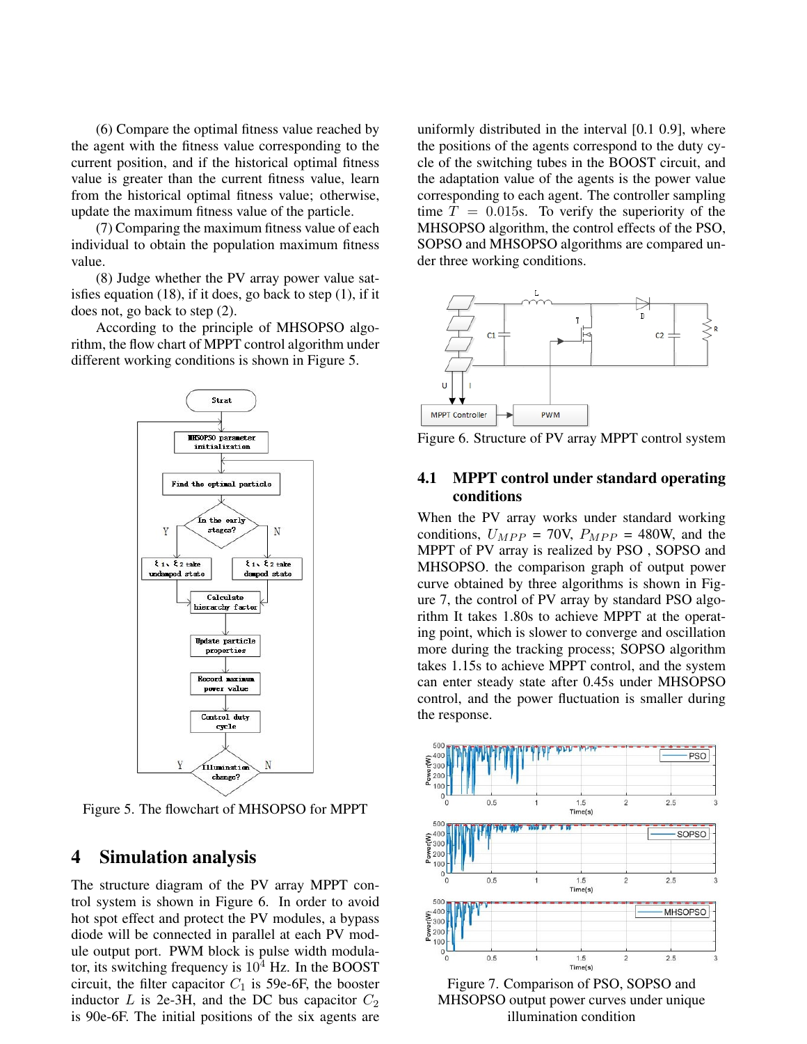(6) Compare the optimal fitness value reached by the agent with the fitness value corresponding to the current position, and if the historical optimal fitness value is greater than the current fitness value, learn from the historical optimal fitness value; otherwise, update the maximum fitness value of the particle.

(7) Comparing the maximum fitness value of each individual to obtain the population maximum fitness value.

(8) Judge whether the PV array power value satisfies equation (18), if it does, go back to step (1), if it does not, go back to step (2).

According to the principle of MHSOPSO algorithm, the flow chart of MPPT control algorithm under different working conditions is shown in Figure 5.

Figure 5. The flowchart of MHSOPSO for MPPT

# 4 Simulation analysis

The structure diagram of the PV array MPPT control system is shown in Figure 6. In order to avoid hot spot effect and protect the PV modules, a bypass diode will be connected in parallel at each PV module output port. PWM block is pulse width modulator, its switching frequency is $10^4$ Hz. In the BOOST circuit, the filter capacitor $C_1$ is 59e-6F, the booster inductor $L$ is 2e-3H, and the DC bus capacitor $C_2$ is 90e-6F. The initial positions of the six agents are uniformly distributed in the interval [0.1 0.9], where the positions of the agents correspond to the duty cycle of the switching tubes in the BOOST circuit, and the adaptation value of the agents is the power value corresponding to each agent. The controller sampling time $T$ = 0.015s. To verify the superiority of the MHSOPSO algorithm, the control effects of the PSO, SOPSO and MHSOPSO algorithms are compared under three working conditions.

Figure 6. Structure of PV array MPPT control system

## 4.1 MPPT control under standard operating conditions

When the PV array works under standard working conditions, $U_{MPP}$ = 70V, $P_{MPP}$ = 480W, and the MPPT of PV array is realized by PSO , SOPSO and MHSOPSO. the comparison graph of output power curve obtained by three algorithms is shown in Figure 7, the control of PV array by standard PSO algorithm It takes 1.80s to achieve MPPT at the operating point, which is slower to converge and oscillation more during the tracking process; SOPSO algorithm takes 1.15s to achieve MPPT control, and the system can enter steady state after 0.45s under MHSOPSO control, and the power fluctuation is smaller during the response.

Figure 7. Comparison of PSO, SOPSO and MHSOPSO output power curves under unique illumination condition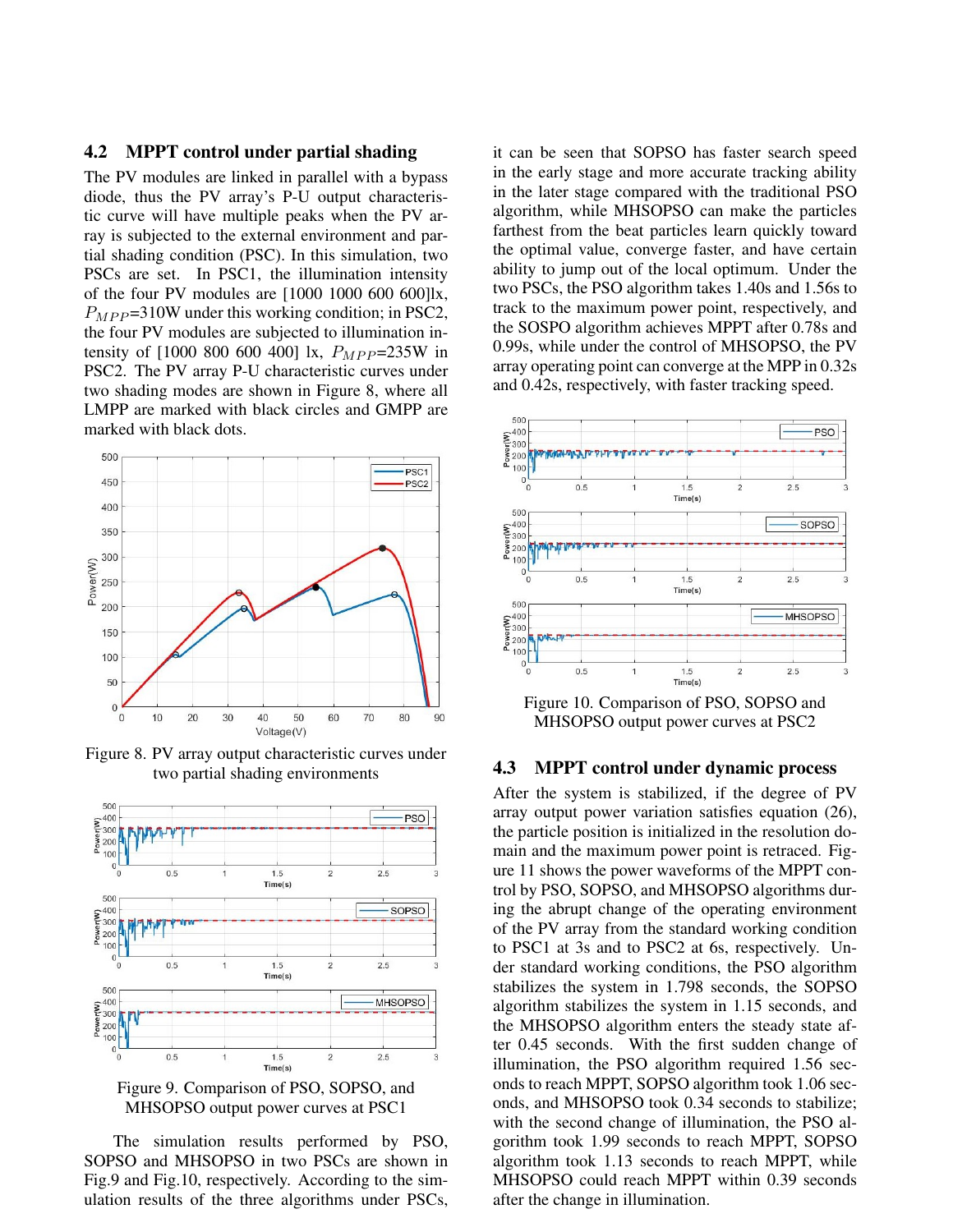### 4.2 MPPT control under partial shading

The PV modules are linked in parallel with a bypass diode, thus the PV array's P-U output characteristic curve will have multiple peaks when the PV array is subjected to the external environment and partial shading condition (PSC). In this simulation, two PSCs are set. In PSC1, the illumination intensity of the four PV modules are [1000 1000 600 600]lx, $P_{MPP}$=310W under this working condition; in PSC2, the four PV modules are subjected to illumination intensity of [1000 800 600 400] lx, $P_{MPP}$=235W in PSC2. The PV array P-U characteristic curves under two shading modes are shown in Figure 8, where all LMPP are marked with black circles and GMPP are marked with black dots.

Figure 8. PV array output characteristic curves under two partial shading environments

Figure 9. Comparison of PSO, SOPSO, and MHSOPSO output power curves at PSC1

The simulation results performed by PSO, SOPSO and MHSOPSO in two PSCs are shown in Fig.9 and Fig.10, respectively. According to the simulation results of the three algorithms under PSCs, it can be seen that SOPSO has faster search speed in the early stage and more accurate tracking ability in the later stage compared with the traditional PSO algorithm, while MHSOPSO can make the particles farthest from the beat particles learn quickly toward the optimal value, converge faster, and have certain ability to jump out of the local optimum. Under the two PSCs, the PSO algorithm takes 1.40s and 1.56s to track to the maximum power point, respectively, and the SOSPO algorithm achieves MPPT after 0.78s and 0.99s, while under the control of MHSOPSO, the PV array operating point can converge at the MPP in 0.32s and 0.42s, respectively, with faster tracking speed.

Figure 10. Comparison of PSO, SOPSO and MHSOPSO output power curves at PSC2

### 4.3 MPPT control under dynamic process

After the system is stabilized, if the degree of PV array output power variation satisfies equation (26), the particle position is initialized in the resolution domain and the maximum power point is retraced. Figure 11 shows the power waveforms of the MPPT control by PSO, SOPSO, and MHSOPSO algorithms during the abrupt change of the operating environment of the PV array from the standard working condition to PSC1 at 3s and to PSC2 at 6s, respectively. Under standard working conditions, the PSO algorithm stabilizes the system in 1.798 seconds, the SOPSO algorithm stabilizes the system in 1.15 seconds, and the MHSOPSO algorithm enters the steady state after 0.45 seconds. With the first sudden change of illumination, the PSO algorithm required 1.56 seconds to reach MPPT, SOPSO algorithm took 1.06 seconds, and MHSOPSO took 0.34 seconds to stabilize; with the second change of illumination, the PSO algorithm took 1.99 seconds to reach MPPT, SOPSO algorithm took 1.13 seconds to reach MPPT, while MHSOPSO could reach MPPT within 0.39 seconds after the change in illumination.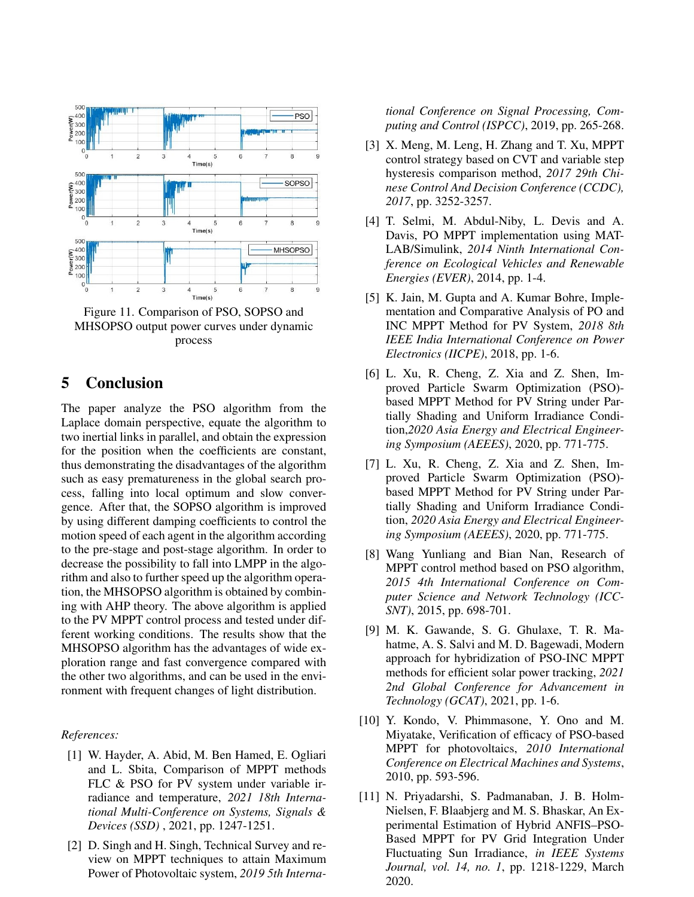Figure 11. Comparison of PSO, SOPSO and MHSOPSO output power curves under dynamic process

## 5 Conclusion

The paper analyze the PSO algorithm from the Laplace domain perspective, equate the algorithm to two inertial links in parallel, and obtain the expression for the position when the coefficients are constant, thus demonstrating the disadvantages of the algorithm such as easy prematureness in the global search process, falling into local optimum and slow convergence. After that, the SOPSO algorithm is improved by using different damping coefficients to control the motion speed of each agent in the algorithm according to the pre-stage and post-stage algorithm. In order to decrease the possibility to fall into LMPP in the algorithm and also to further speed up the algorithm operation, the MHSOPSO algorithm is obtained by combining with AHP theory. The above algorithm is applied to the PV MPPT control process and tested under different working conditions. The results show that the MHSOPSO algorithm has the advantages of wide exploration range and fast convergence compared with the other two algorithms, and can be used in the environment with frequent changes of light distribution.

*References:*

[1] W. Hayder, A. Abid, M. Ben Hamed, E. Ogliari and L. Sbita, Comparison of MPPT methods FLC & PSO for PV system under variable irradiance and temperature, *2021 18th International Multi-Conference on Systems, Signals & Devices (SSD)* , 2021, pp. 1247-1251.

[2] D. Singh and H. Singh, Technical Survey and review on MPPT techniques to attain Maximum Power of Photovoltaic system, *2019 5th International Conference on Signal Processing, Computing and Control (ISPCC)*, 2019, pp. 265-268.

[3] X. Meng, M. Leng, H. Zhang and T. Xu, MPPT control strategy based on CVT and variable step hysteresis comparison method, *2017 29th Chinese Control And Decision Conference (CCDC), 2017*, pp. 3252-3257.

[4] T. Selmi, M. Abdul-Niby, L. Devis and A. Davis, PO MPPT implementation using MATLAB/Simulink, *2014 Ninth International Conference on Ecological Vehicles and Renewable Energies (EVER)*, 2014, pp. 1-4.

[5] K. Jain, M. Gupta and A. Kumar Bohre, Implementation and Comparative Analysis of PO and INC MPPT Method for PV System, *2018 8th IEEE India International Conference on Power Electronics (IICPE)*, 2018, pp. 1-6.

[6] L. Xu, R. Cheng, Z. Xia and Z. Shen, Improved Particle Swarm Optimization (PSO)-based MPPT Method for PV String under Partially Shading and Uniform Irradiance Condition,*2020 Asia Energy and Electrical Engineering Symposium (AEEES)*, 2020, pp. 771-775.

[7] L. Xu, R. Cheng, Z. Xia and Z. Shen, Improved Particle Swarm Optimization (PSO)-based MPPT Method for PV String under Partially Shading and Uniform Irradiance Condition, *2020 Asia Energy and Electrical Engineering Symposium (AEEES)*, 2020, pp. 771-775.

[8] Wang Yunliang and Bian Nan, Research of MPPT control method based on PSO algorithm, *2015 4th International Conference on Computer Science and Network Technology (ICCSNT)*, 2015, pp. 698-701.

[9] M. K. Gawande, S. G. Ghulaxe, T. R. Mahatme, A. S. Salvi and M. D. Bagewadi, Modern approach for hybridization of PSO-INC MPPT methods for efficient solar power tracking, *2021 2nd Global Conference for Advancement in Technology (GCAT)*, 2021, pp. 1-6.

[10] Y. Kondo, V. Phimmasone, Y. Ono and M. Miyatake, Verification of efficacy of PSO-based MPPT for photovoltaics, *2010 International Conference on Electrical Machines and Systems*, 2010, pp. 593-596.

[11] N. Priyadarshi, S. Padmanaban, J. B. Holm-Nielsen, F. Blaabjerg and M. S. Bhaskar, An Experimental Estimation of Hybrid ANFIS–PSO-Based MPPT for PV Grid Integration Under Fluctuating Sun Irradiance, *in IEEE Systems Journal, vol. 14, no. 1*, pp. 1218-1229, March 2020.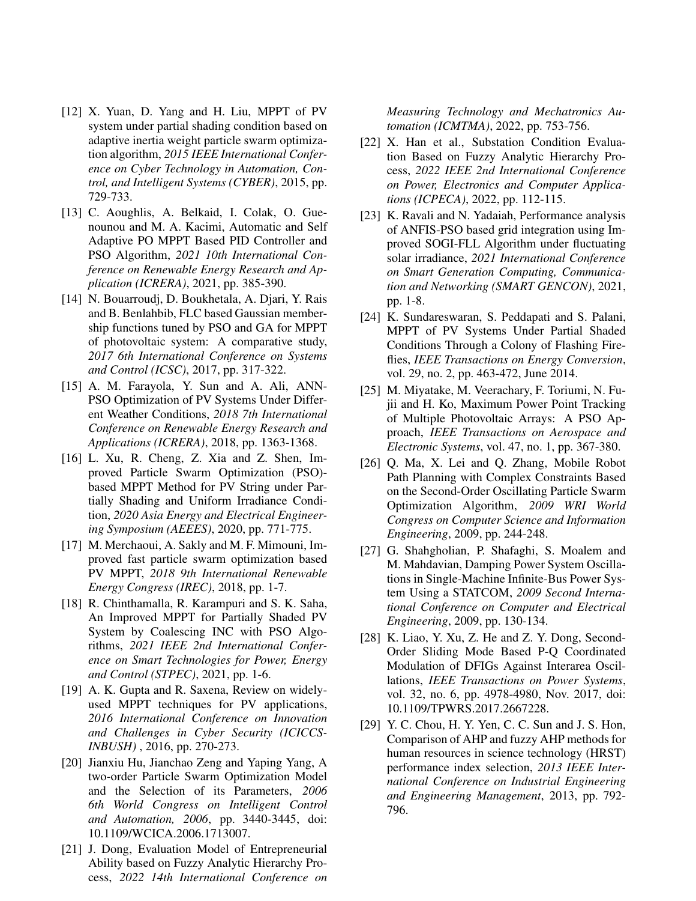[12] X. Yuan, D. Yang and H. Liu, MPPT of PV system under partial shading condition based on adaptive inertia weight particle swarm optimization algorithm, *2015 IEEE International Conference on Cyber Technology in Automation, Control, and Intelligent Systems (CYBER)*, 2015, pp. 729-733.

[13] C. Aoughlis, A. Belkaid, I. Colak, O. Guenounou and M. A. Kacimi, Automatic and Self Adaptive PO MPPT Based PID Controller and PSO Algorithm, *2021 10th International Conference on Renewable Energy Research and Application (ICRERA)*, 2021, pp. 385-390.

[14] N. Bouarroudj, D. Boukhetala, A. Djari, Y. Rais and B. Benlahbib, FLC based Gaussian membership functions tuned by PSO and GA for MPPT of photovoltaic system: A comparative study, *2017 6th International Conference on Systems and Control (ICSC)*, 2017, pp. 317-322.

[15] A. M. Farayola, Y. Sun and A. Ali, ANN-PSO Optimization of PV Systems Under Different Weather Conditions, *2018 7th International Conference on Renewable Energy Research and Applications (ICRERA)*, 2018, pp. 1363-1368.

[16] L. Xu, R. Cheng, Z. Xia and Z. Shen, Improved Particle Swarm Optimization (PSO)-based MPPT Method for PV String under Partially Shading and Uniform Irradiance Condition, *2020 Asia Energy and Electrical Engineering Symposium (AEEES)*, 2020, pp. 771-775.

[17] M. Merchaoui, A. Sakly and M. F. Mimouni, Improved fast particle swarm optimization based PV MPPT, *2018 9th International Renewable Energy Congress (IREC)*, 2018, pp. 1-7.

[18] R. Chinthamalla, R. Karampuri and S. K. Saha, An Improved MPPT for Partially Shaded PV System by Coalescing INC with PSO Algorithms, *2021 IEEE 2nd International Conference on Smart Technologies for Power, Energy and Control (STPEC)*, 2021, pp. 1-6.

[19] A. K. Gupta and R. Saxena, Review on widely-used MPPT techniques for PV applications, *2016 International Conference on Innovation and Challenges in Cyber Security (ICICCS-INBUSH)* , 2016, pp. 270-273.

[20] Jianxiu Hu, Jianchao Zeng and Yaping Yang, A two-order Particle Swarm Optimization Model and the Selection of its Parameters, *2006 6th World Congress on Intelligent Control and Automation, 2006*, pp. 3440-3445, doi: 10.1109/WCICA.2006.1713007.

[21] J. Dong, Evaluation Model of Entrepreneurial Ability based on Fuzzy Analytic Hierarchy Process, *2022 14th International Conference on Measuring Technology and Mechatronics Automation (ICMTMA)*, 2022, pp. 753-756.

[22] X. Han et al., Substation Condition Evaluation Based on Fuzzy Analytic Hierarchy Process, *2022 IEEE 2nd International Conference on Power, Electronics and Computer Applications (ICPECA)*, 2022, pp. 112-115.

[23] K. Ravali and N. Yadaiah, Performance analysis of ANFIS-PSO based grid integration using Improved SOGI-FLL Algorithm under fluctuating solar irradiance, *2021 International Conference on Smart Generation Computing, Communication and Networking (SMART GENCON)*, 2021, pp. 1-8.

[24] K. Sundareswaran, S. Peddapati and S. Palani, MPPT of PV Systems Under Partial Shaded Conditions Through a Colony of Flashing Fireflies, *IEEE Transactions on Energy Conversion*, vol. 29, no. 2, pp. 463-472, June 2014.

[25] M. Miyatake, M. Veerachary, F. Toriumi, N. Fujii and H. Ko, Maximum Power Point Tracking of Multiple Photovoltaic Arrays: A PSO Approach, *IEEE Transactions on Aerospace and Electronic Systems*, vol. 47, no. 1, pp. 367-380.

[26] Q. Ma, X. Lei and Q. Zhang, Mobile Robot Path Planning with Complex Constraints Based on the Second-Order Oscillating Particle Swarm Optimization Algorithm, *2009 WRI World Congress on Computer Science and Information Engineering*, 2009, pp. 244-248.

[27] G. Shahgholian, P. Shafaghi, S. Moalem and M. Mahdavian, Damping Power System Oscillations in Single-Machine Infinite-Bus Power System Using a STATCOM, *2009 Second International Conference on Computer and Electrical Engineering*, 2009, pp. 130-134.

[28] K. Liao, Y. Xu, Z. He and Z. Y. Dong, Second-Order Sliding Mode Based P-Q Coordinated Modulation of DFIGs Against Interarea Oscillations, *IEEE Transactions on Power Systems*, vol. 32, no. 6, pp. 4978-4980, Nov. 2017, doi: 10.1109/TPWRS.2017.2667228.

[29] Y. C. Chou, H. Y. Yen, C. C. Sun and J. S. Hon, Comparison of AHP and fuzzy AHP methods for human resources in science technology (HRST) performance index selection, *2013 IEEE International Conference on Industrial Engineering and Engineering Management*, 2013, pp. 792-796.